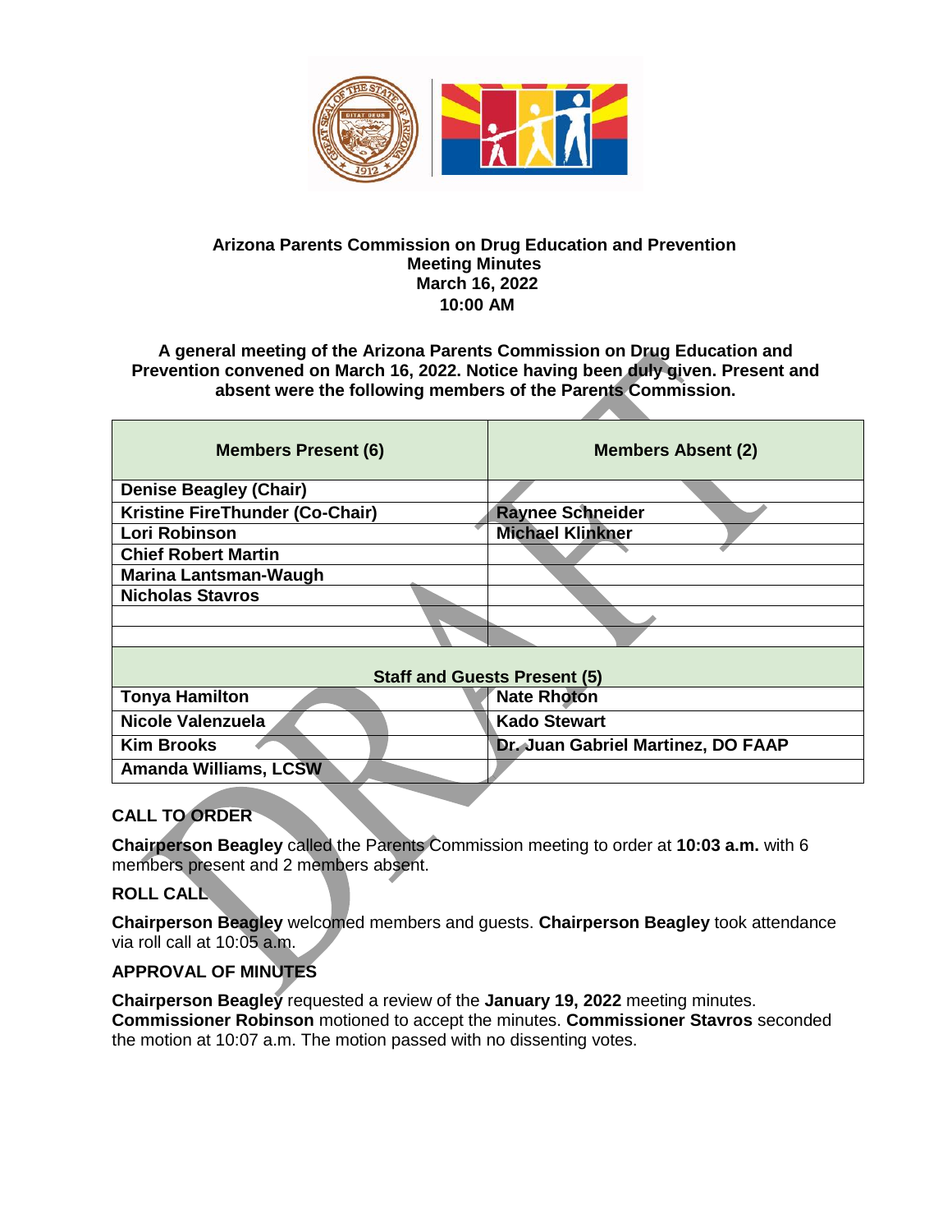**Arizona Parents Commission on Drug Education and Prevention**
**Meeting Minutes**
**March 16, 2022**
**10:00 AM**

**A general meeting of the Arizona Parents Commission on Drug Education and Prevention convened on March 16, 2022. Notice having been duly given. Present and absent were the following members of the Parents Commission.**

| Members Present (6) | Members Absent (2) |
| --- | --- |
| Denise Beagley (Chair) | |
| Kristine FireThunder (Co-Chair) | Raynee Schneider |
| Lori Robinson | Michael Klinkner |
| Chief Robert Martin | |
| Marina Lantsman-Waugh | |
| Nicholas Stavros | |
| | |
| | |
| **Staff and Guests Present (5)** | |
| Tonya Hamilton | Nate Rhoton |
| Nicole Valenzuela | Kado Stewart |
| Kim Brooks | Dr. Juan Gabriel Martinez, DO FAAP |
| Amanda Williams, LCSW | |

## CALL TO ORDER

**Chairperson Beagley** called the Parents Commission meeting to order at **10:03 a.m.** with 6 members present and 2 members absent.

## ROLL CALL

**Chairperson Beagley** welcomed members and guests. **Chairperson Beagley** took attendance via roll call at 10:05 a.m.

## APPROVAL OF MINUTES

**Chairperson Beagley** requested a review of the **January 19, 2022** meeting minutes. **Commissioner Robinson** motioned to accept the minutes. **Commissioner Stavros** seconded the motion at 10:07 a.m. The motion passed with no dissenting votes.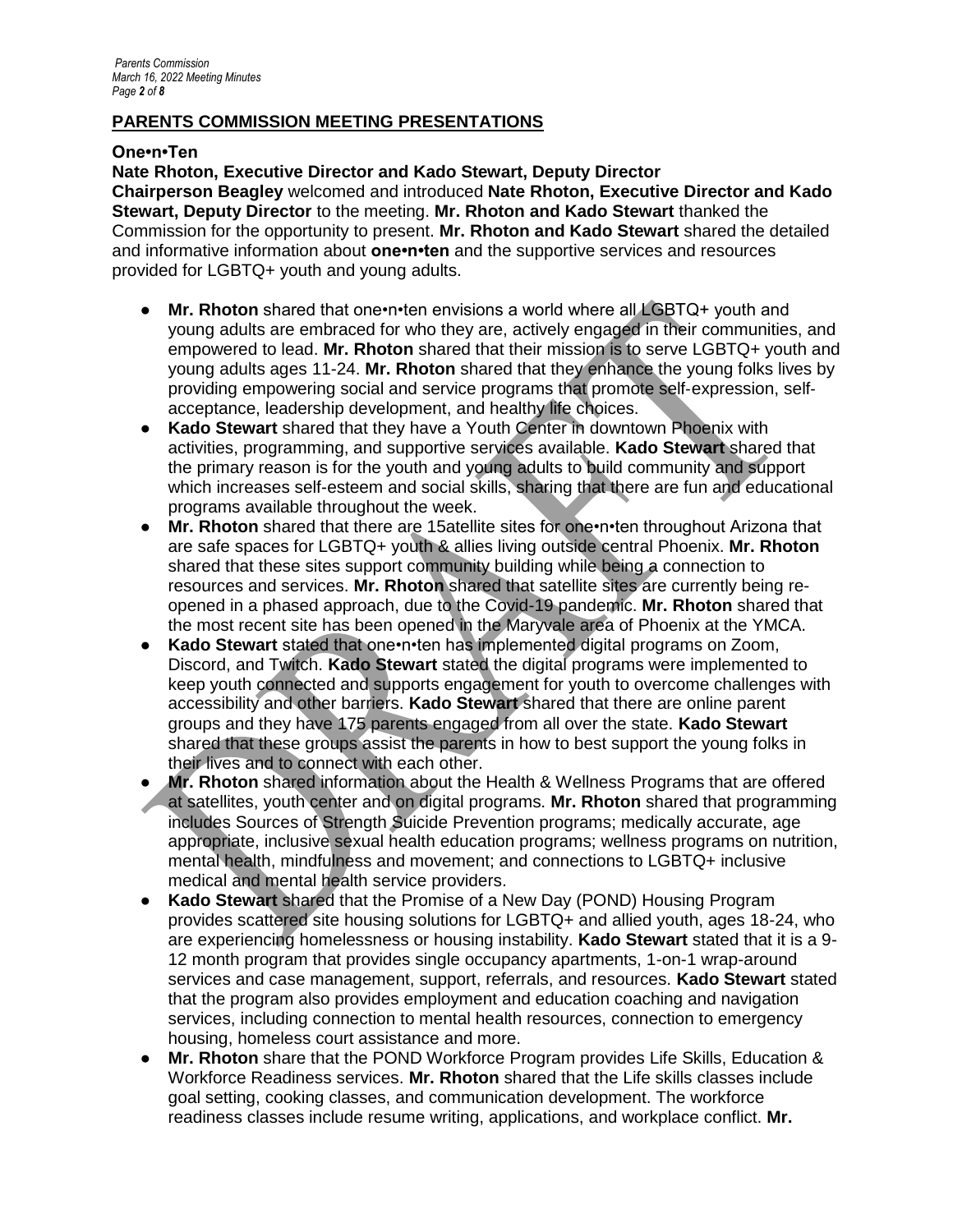## PARENTS COMMISSION MEETING PRESENTATIONS

**One•n•Ten**

**Nate Rhoton, Executive Director and Kado Stewart, Deputy Director**

**Chairperson Beagley** welcomed and introduced **Nate Rhoton, Executive Director and Kado Stewart, Deputy Director** to the meeting. **Mr. Rhoton and Kado Stewart** thanked the Commission for the opportunity to present. **Mr. Rhoton and Kado Stewart** shared the detailed and informative information about **one•n•ten** and the supportive services and resources provided for LGBTQ+ youth and young adults.

- **Mr. Rhoton** shared that one•n•ten envisions a world where all LGBTQ+ youth and young adults are embraced for who they are, actively engaged in their communities, and empowered to lead. **Mr. Rhoton** shared that their mission is to serve LGBTQ+ youth and young adults ages 11-24. **Mr. Rhoton** shared that they enhance the young folks lives by providing empowering social and service programs that promote self-expression, self-acceptance, leadership development, and healthy life choices.
- **Kado Stewart** shared that they have a Youth Center in downtown Phoenix with activities, programming, and supportive services available. **Kado Stewart** shared that the primary reason is for the youth and young adults to build community and support which increases self-esteem and social skills, sharing that there are fun and educational programs available throughout the week.
- **Mr. Rhoton** shared that there are 15atellite sites for one•n•ten throughout Arizona that are safe spaces for LGBTQ+ youth & allies living outside central Phoenix. **Mr. Rhoton** shared that these sites support community building while being a connection to resources and services. **Mr. Rhoton** shared that satellite sites are currently being re-opened in a phased approach, due to the Covid-19 pandemic. **Mr. Rhoton** shared that the most recent site has been opened in the Maryvale area of Phoenix at the YMCA.
- **Kado Stewart** stated that one•n•ten has implemented digital programs on Zoom, Discord, and Twitch. **Kado Stewart** stated the digital programs were implemented to keep youth connected and supports engagement for youth to overcome challenges with accessibility and other barriers. **Kado Stewart** shared that there are online parent groups and they have 175 parents engaged from all over the state. **Kado Stewart** shared that these groups assist the parents in how to best support the young folks in their lives and to connect with each other.
- **Mr. Rhoton** shared information about the Health & Wellness Programs that are offered at satellites, youth center and on digital programs. **Mr. Rhoton** shared that programming includes Sources of Strength Suicide Prevention programs; medically accurate, age appropriate, inclusive sexual health education programs; wellness programs on nutrition, mental health, mindfulness and movement; and connections to LGBTQ+ inclusive medical and mental health service providers.
- **Kado Stewart** shared that the Promise of a New Day (POND) Housing Program provides scattered site housing solutions for LGBTQ+ and allied youth, ages 18-24, who are experiencing homelessness or housing instability. **Kado Stewart** stated that it is a 9-12 month program that provides single occupancy apartments, 1-on-1 wrap-around services and case management, support, referrals, and resources. **Kado Stewart** stated that the program also provides employment and education coaching and navigation services, including connection to mental health resources, connection to emergency housing, homeless court assistance and more.
- **Mr. Rhoton** share that the POND Workforce Program provides Life Skills, Education & Workforce Readiness services. **Mr. Rhoton** shared that the Life skills classes include goal setting, cooking classes, and communication development. The workforce readiness classes include resume writing, applications, and workplace conflict. **Mr.**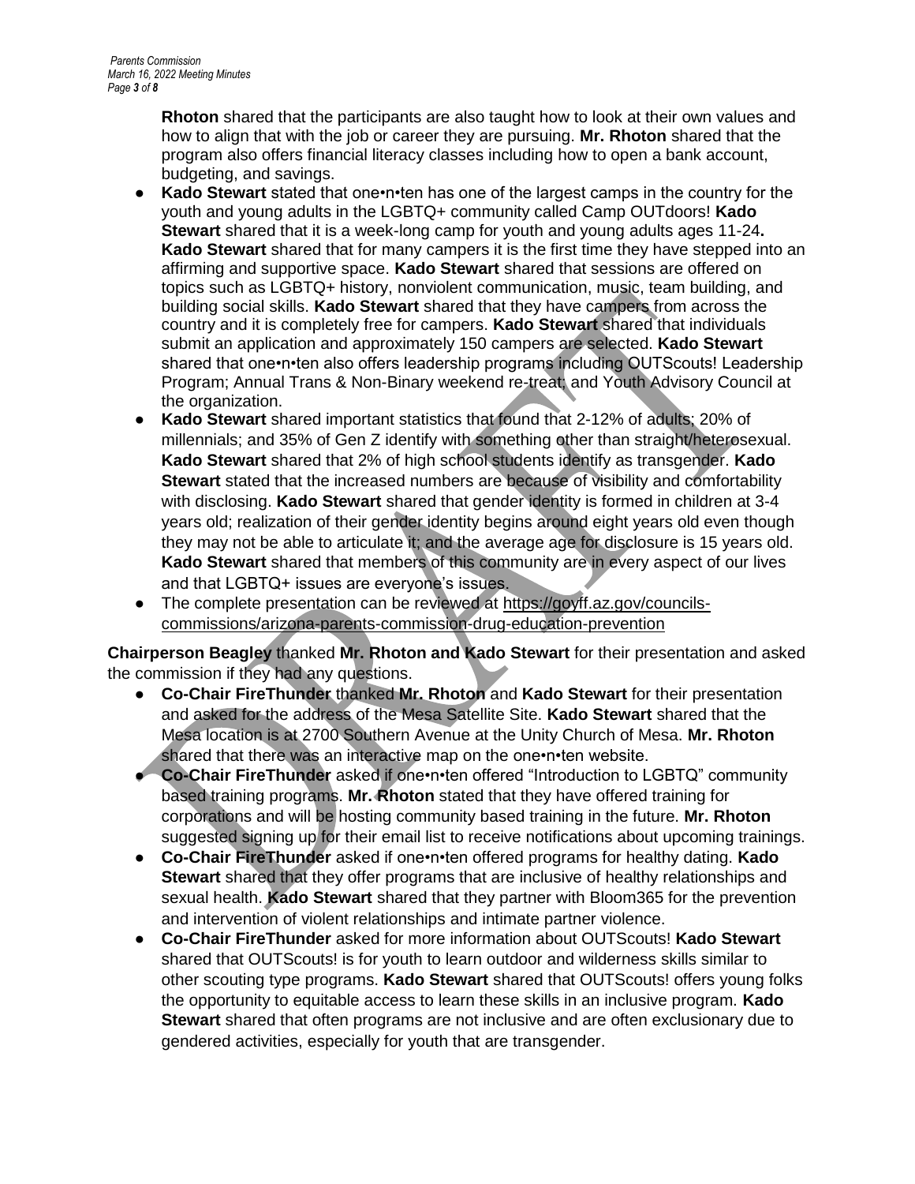**Rhoton** shared that the participants are also taught how to look at their own values and how to align that with the job or career they are pursuing. **Mr. Rhoton** shared that the program also offers financial literacy classes including how to open a bank account, budgeting, and savings.

- **Kado Stewart** stated that one•n•ten has one of the largest camps in the country for the youth and young adults in the LGBTQ+ community called Camp OUTdoors! **Kado Stewart** shared that it is a week-long camp for youth and young adults ages 11-24**.** **Kado Stewart** shared that for many campers it is the first time they have stepped into an affirming and supportive space. **Kado Stewart** shared that sessions are offered on topics such as LGBTQ+ history, nonviolent communication, music, team building, and building social skills. **Kado Stewart** shared that they have campers from across the country and it is completely free for campers. **Kado Stewart** shared that individuals submit an application and approximately 150 campers are selected. **Kado Stewart** shared that one•n•ten also offers leadership programs including OUTScouts! Leadership Program; Annual Trans & Non-Binary weekend re-treat; and Youth Advisory Council at the organization.
- **Kado Stewart** shared important statistics that found that 2-12% of adults; 20% of millennials; and 35% of Gen Z identify with something other than straight/heterosexual. **Kado Stewart** shared that 2% of high school students identify as transgender. **Kado Stewart** stated that the increased numbers are because of visibility and comfortability with disclosing. **Kado Stewart** shared that gender identity is formed in children at 3-4 years old; realization of their gender identity begins around eight years old even though they may not be able to articulate it; and the average age for disclosure is 15 years old. **Kado Stewart** shared that members of this community are in every aspect of our lives and that LGBTQ+ issues are everyone's issues.
- The complete presentation can be reviewed at https://goyff.az.gov/councils-commissions/arizona-parents-commission-drug-education-prevention

**Chairperson Beagley** thanked **Mr. Rhoton and Kado Stewart** for their presentation and asked the commission if they had any questions.

- **Co-Chair FireThunder** thanked **Mr. Rhoton** and **Kado Stewart** for their presentation and asked for the address of the Mesa Satellite Site. **Kado Stewart** shared that the Mesa location is at 2700 Southern Avenue at the Unity Church of Mesa. **Mr. Rhoton** shared that there was an interactive map on the one•n•ten website.
- **Co-Chair FireThunder** asked if one•n•ten offered "Introduction to LGBTQ" community based training programs. **Mr. Rhoton** stated that they have offered training for corporations and will be hosting community based training in the future. **Mr. Rhoton** suggested signing up for their email list to receive notifications about upcoming trainings.
- **Co-Chair FireThunder** asked if one•n•ten offered programs for healthy dating. **Kado Stewart** shared that they offer programs that are inclusive of healthy relationships and sexual health. **Kado Stewart** shared that they partner with Bloom365 for the prevention and intervention of violent relationships and intimate partner violence.
- **Co-Chair FireThunder** asked for more information about OUTScouts! **Kado Stewart** shared that OUTScouts! is for youth to learn outdoor and wilderness skills similar to other scouting type programs. **Kado Stewart** shared that OUTScouts! offers young folks the opportunity to equitable access to learn these skills in an inclusive program. **Kado Stewart** shared that often programs are not inclusive and are often exclusionary due to gendered activities, especially for youth that are transgender.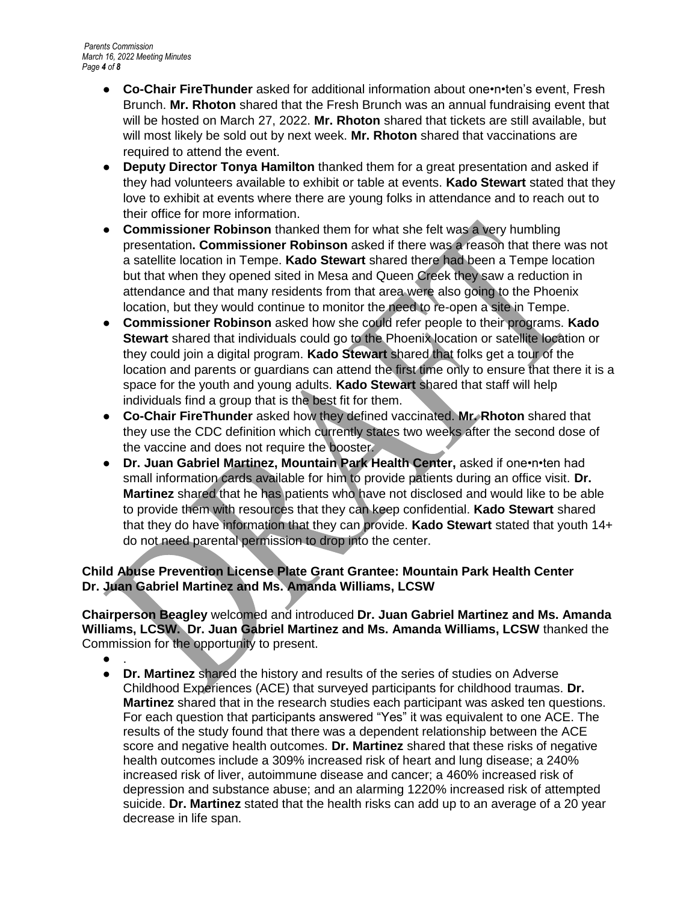- **Co-Chair FireThunder** asked for additional information about one•n•ten's event, Fresh Brunch. **Mr. Rhoton** shared that the Fresh Brunch was an annual fundraising event that will be hosted on March 27, 2022. **Mr. Rhoton** shared that tickets are still available, but will most likely be sold out by next week. **Mr. Rhoton** shared that vaccinations are required to attend the event.
- **Deputy Director Tonya Hamilton** thanked them for a great presentation and asked if they had volunteers available to exhibit or table at events. **Kado Stewart** stated that they love to exhibit at events where there are young folks in attendance and to reach out to their office for more information.
- **Commissioner Robinson** thanked them for what she felt was a very humbling presentation**. Commissioner Robinson** asked if there was a reason that there was not a satellite location in Tempe. **Kado Stewart** shared there had been a Tempe location but that when they opened sited in Mesa and Queen Creek they saw a reduction in attendance and that many residents from that area were also going to the Phoenix location, but they would continue to monitor the need to re-open a site in Tempe.
- **Commissioner Robinson** asked how she could refer people to their programs. **Kado Stewart** shared that individuals could go to the Phoenix location or satellite location or they could join a digital program. **Kado Stewart** shared that folks get a tour of the location and parents or guardians can attend the first time only to ensure that there it is a space for the youth and young adults. **Kado Stewart** shared that staff will help individuals find a group that is the best fit for them.
- **Co-Chair FireThunder** asked how they defined vaccinated. **Mr. Rhoton** shared that they use the CDC definition which currently states two weeks after the second dose of the vaccine and does not require the booster.
- **Dr. Juan Gabriel Martinez, Mountain Park Health Center,** asked if one•n•ten had small information cards available for him to provide patients during an office visit. **Dr. Martinez** shared that he has patients who have not disclosed and would like to be able to provide them with resources that they can keep confidential. **Kado Stewart** shared that they do have information that they can provide. **Kado Stewart** stated that youth 14+ do not need parental permission to drop into the center.

**Child Abuse Prevention License Plate Grant Grantee: Mountain Park Health Center**
**Dr. Juan Gabriel Martinez and Ms. Amanda Williams, LCSW**

**Chairperson Beagley** welcomed and introduced **Dr. Juan Gabriel Martinez and Ms. Amanda Williams, LCSW. Dr. Juan Gabriel Martinez and Ms. Amanda Williams, LCSW** thanked the Commission for the opportunity to present.

- .
- **Dr. Martinez** shared the history and results of the series of studies on Adverse Childhood Experiences (ACE) that surveyed participants for childhood traumas. **Dr. Martinez** shared that in the research studies each participant was asked ten questions. For each question that participants answered "Yes" it was equivalent to one ACE. The results of the study found that there was a dependent relationship between the ACE score and negative health outcomes. **Dr. Martinez** shared that these risks of negative health outcomes include a 309% increased risk of heart and lung disease; a 240% increased risk of liver, autoimmune disease and cancer; a 460% increased risk of depression and substance abuse; and an alarming 1220% increased risk of attempted suicide. **Dr. Martinez** stated that the health risks can add up to an average of a 20 year decrease in life span.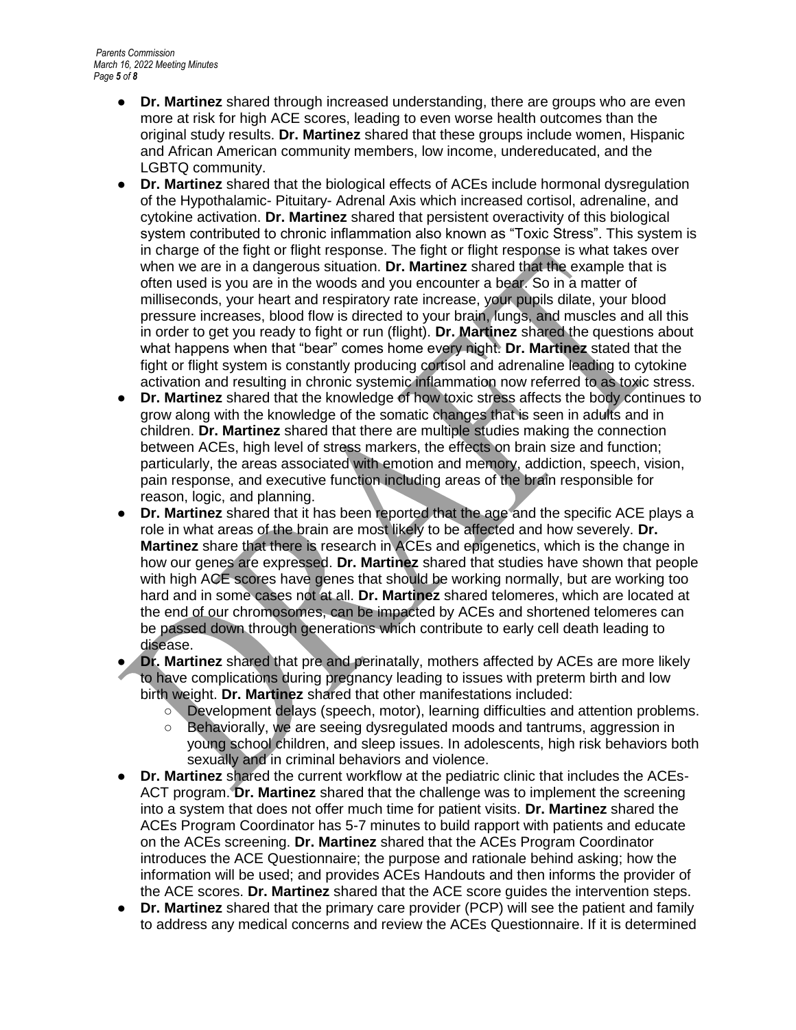- **Dr. Martinez** shared through increased understanding, there are groups who are even more at risk for high ACE scores, leading to even worse health outcomes than the original study results. **Dr. Martinez** shared that these groups include women, Hispanic and African American community members, low income, undereducated, and the LGBTQ community.
- **Dr. Martinez** shared that the biological effects of ACEs include hormonal dysregulation of the Hypothalamic- Pituitary- Adrenal Axis which increased cortisol, adrenaline, and cytokine activation. **Dr. Martinez** shared that persistent overactivity of this biological system contributed to chronic inflammation also known as "Toxic Stress". This system is in charge of the fight or flight response. The fight or flight response is what takes over when we are in a dangerous situation. **Dr. Martinez** shared that the example that is often used is you are in the woods and you encounter a bear. So in a matter of milliseconds, your heart and respiratory rate increase, your pupils dilate, your blood pressure increases, blood flow is directed to your brain, lungs, and muscles and all this in order to get you ready to fight or run (flight). **Dr. Martinez** shared the questions about what happens when that "bear" comes home every night. **Dr. Martinez** stated that the fight or flight system is constantly producing cortisol and adrenaline leading to cytokine activation and resulting in chronic systemic inflammation now referred to as toxic stress.
- **Dr. Martinez** shared that the knowledge of how toxic stress affects the body continues to grow along with the knowledge of the somatic changes that is seen in adults and in children. **Dr. Martinez** shared that there are multiple studies making the connection between ACEs, high level of stress markers, the effects on brain size and function; particularly, the areas associated with emotion and memory, addiction, speech, vision, pain response, and executive function including areas of the brain responsible for reason, logic, and planning.
- **Dr. Martinez** shared that it has been reported that the age and the specific ACE plays a role in what areas of the brain are most likely to be affected and how severely. **Dr. Martinez** share that there is research in ACEs and epigenetics, which is the change in how our genes are expressed. **Dr. Martinez** shared that studies have shown that people with high ACE scores have genes that should be working normally, but are working too hard and in some cases not at all. **Dr. Martinez** shared telomeres, which are located at the end of our chromosomes, can be impacted by ACEs and shortened telomeres can be passed down through generations which contribute to early cell death leading to disease.
- **Dr. Martinez** shared that pre and perinatally, mothers affected by ACEs are more likely to have complications during pregnancy leading to issues with preterm birth and low birth weight. **Dr. Martinez** shared that other manifestations included:
  - Development delays (speech, motor), learning difficulties and attention problems.
  - Behaviorally, we are seeing dysregulated moods and tantrums, aggression in young school children, and sleep issues. In adolescents, high risk behaviors both sexually and in criminal behaviors and violence.
- **Dr. Martinez** shared the current workflow at the pediatric clinic that includes the ACEs-ACT program. **Dr. Martinez** shared that the challenge was to implement the screening into a system that does not offer much time for patient visits. **Dr. Martinez** shared the ACEs Program Coordinator has 5-7 minutes to build rapport with patients and educate on the ACEs screening. **Dr. Martinez** shared that the ACEs Program Coordinator introduces the ACE Questionnaire; the purpose and rationale behind asking; how the information will be used; and provides ACEs Handouts and then informs the provider of the ACE scores. **Dr. Martinez** shared that the ACE score guides the intervention steps.
- **Dr. Martinez** shared that the primary care provider (PCP) will see the patient and family to address any medical concerns and review the ACEs Questionnaire. If it is determined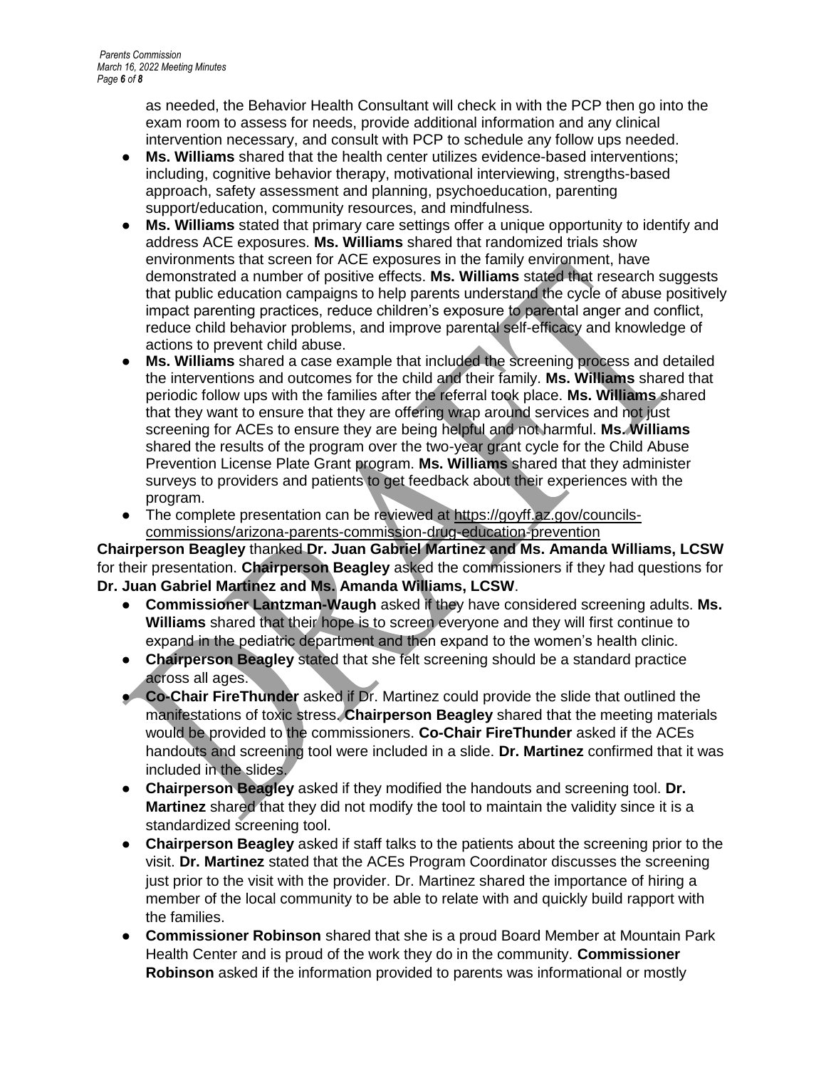as needed, the Behavior Health Consultant will check in with the PCP then go into the exam room to assess for needs, provide additional information and any clinical intervention necessary, and consult with PCP to schedule any follow ups needed.

- **Ms. Williams** shared that the health center utilizes evidence-based interventions; including, cognitive behavior therapy, motivational interviewing, strengths-based approach, safety assessment and planning, psychoeducation, parenting support/education, community resources, and mindfulness.
- **Ms. Williams** stated that primary care settings offer a unique opportunity to identify and address ACE exposures. **Ms. Williams** shared that randomized trials show environments that screen for ACE exposures in the family environment, have demonstrated a number of positive effects. **Ms. Williams** stated that research suggests that public education campaigns to help parents understand the cycle of abuse positively impact parenting practices, reduce children's exposure to parental anger and conflict, reduce child behavior problems, and improve parental self-efficacy and knowledge of actions to prevent child abuse.
- **Ms. Williams** shared a case example that included the screening process and detailed the interventions and outcomes for the child and their family. **Ms. Williams** shared that periodic follow ups with the families after the referral took place. **Ms. Williams** shared that they want to ensure that they are offering wrap around services and not just screening for ACEs to ensure they are being helpful and not harmful. **Ms. Williams** shared the results of the program over the two-year grant cycle for the Child Abuse Prevention License Plate Grant program. **Ms. Williams** shared that they administer surveys to providers and patients to get feedback about their experiences with the program.
- The complete presentation can be reviewed at https://goyff.az.gov/councils-commissions/arizona-parents-commission-drug-education-prevention

**Chairperson Beagley** thanked **Dr. Juan Gabriel Martinez and Ms. Amanda Williams, LCSW** for their presentation. **Chairperson Beagley** asked the commissioners if they had questions for **Dr. Juan Gabriel Martinez and Ms. Amanda Williams, LCSW**.

- **Commissioner Lantzman-Waugh** asked if they have considered screening adults. **Ms. Williams** shared that their hope is to screen everyone and they will first continue to expand in the pediatric department and then expand to the women's health clinic.
- **Chairperson Beagley** stated that she felt screening should be a standard practice across all ages.
- **Co-Chair FireThunder** asked if Dr. Martinez could provide the slide that outlined the manifestations of toxic stress. **Chairperson Beagley** shared that the meeting materials would be provided to the commissioners. **Co-Chair FireThunder** asked if the ACEs handouts and screening tool were included in a slide. **Dr. Martinez** confirmed that it was included in the slides.
- **Chairperson Beagley** asked if they modified the handouts and screening tool. **Dr. Martinez** shared that they did not modify the tool to maintain the validity since it is a standardized screening tool.
- **Chairperson Beagley** asked if staff talks to the patients about the screening prior to the visit. **Dr. Martinez** stated that the ACEs Program Coordinator discusses the screening just prior to the visit with the provider. Dr. Martinez shared the importance of hiring a member of the local community to be able to relate with and quickly build rapport with the families.
- **Commissioner Robinson** shared that she is a proud Board Member at Mountain Park Health Center and is proud of the work they do in the community. **Commissioner Robinson** asked if the information provided to parents was informational or mostly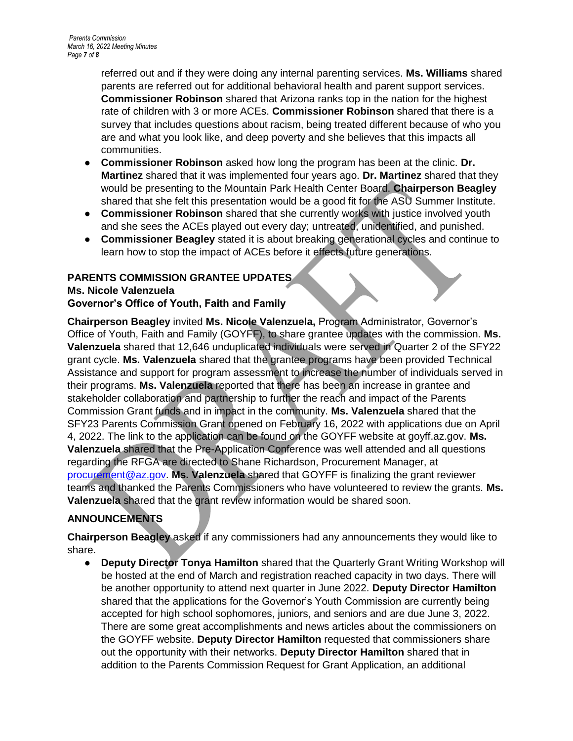referred out and if they were doing any internal parenting services. **Ms. Williams** shared parents are referred out for additional behavioral health and parent support services. **Commissioner Robinson** shared that Arizona ranks top in the nation for the highest rate of children with 3 or more ACEs. **Commissioner Robinson** shared that there is a survey that includes questions about racism, being treated different because of who you are and what you look like, and deep poverty and she believes that this impacts all communities.

- **Commissioner Robinson** asked how long the program has been at the clinic. **Dr. Martinez** shared that it was implemented four years ago. **Dr. Martinez** shared that they would be presenting to the Mountain Park Health Center Board. **Chairperson Beagley** shared that she felt this presentation would be a good fit for the ASU Summer Institute.
- **Commissioner Robinson** shared that she currently works with justice involved youth and she sees the ACEs played out every day; untreated, unidentified, and punished.
- **Commissioner Beagley** stated it is about breaking generational cycles and continue to learn how to stop the impact of ACEs before it effects future generations.

**PARENTS COMMISSION GRANTEE UPDATES**
**Ms. Nicole Valenzuela**
**Governor's Office of Youth, Faith and Family**

**Chairperson Beagley** invited **Ms. Nicole Valenzuela,** Program Administrator, Governor's Office of Youth, Faith and Family (GOYFF), to share grantee updates with the commission. **Ms. Valenzuela** shared that 12,646 unduplicated individuals were served in Quarter 2 of the SFY22 grant cycle. **Ms. Valenzuela** shared that the grantee programs have been provided Technical Assistance and support for program assessment to increase the number of individuals served in their programs. **Ms. Valenzuela** reported that there has been an increase in grantee and stakeholder collaboration and partnership to further the reach and impact of the Parents Commission Grant funds and in impact in the community. **Ms. Valenzuela** shared that the SFY23 Parents Commission Grant opened on February 16, 2022 with applications due on April 4, 2022. The link to the application can be found on the GOYFF website at goyff.az.gov. **Ms. Valenzuela** shared that the Pre-Application Conference was well attended and all questions regarding the RFGA are directed to Shane Richardson, Procurement Manager, at procurement@az.gov. **Ms. Valenzuela** shared that GOYFF is finalizing the grant reviewer teams and thanked the Parents Commissioners who have volunteered to review the grants. **Ms. Valenzuela** shared that the grant review information would be shared soon.

**ANNOUNCEMENTS**

**Chairperson Beagley** asked if any commissioners had any announcements they would like to share.

- **Deputy Director Tonya Hamilton** shared that the Quarterly Grant Writing Workshop will be hosted at the end of March and registration reached capacity in two days. There will be another opportunity to attend next quarter in June 2022. **Deputy Director Hamilton** shared that the applications for the Governor's Youth Commission are currently being accepted for high school sophomores, juniors, and seniors and are due June 3, 2022. There are some great accomplishments and news articles about the commissioners on the GOYFF website. **Deputy Director Hamilton** requested that commissioners share out the opportunity with their networks. **Deputy Director Hamilton** shared that in addition to the Parents Commission Request for Grant Application, an additional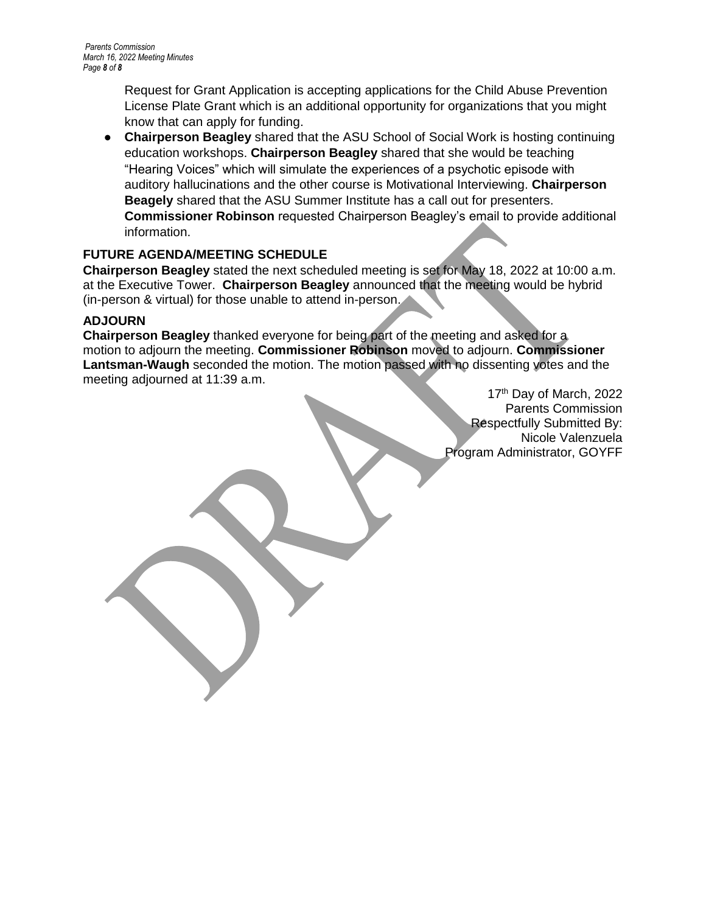Request for Grant Application is accepting applications for the Child Abuse Prevention License Plate Grant which is an additional opportunity for organizations that you might know that can apply for funding.

- **Chairperson Beagley** shared that the ASU School of Social Work is hosting continuing education workshops. **Chairperson Beagley** shared that she would be teaching "Hearing Voices" which will simulate the experiences of a psychotic episode with auditory hallucinations and the other course is Motivational Interviewing. **Chairperson Beagely** shared that the ASU Summer Institute has a call out for presenters. **Commissioner Robinson** requested Chairperson Beagley's email to provide additional information.

**FUTURE AGENDA/MEETING SCHEDULE**

**Chairperson Beagley** stated the next scheduled meeting is set for May 18, 2022 at 10:00 a.m. at the Executive Tower. **Chairperson Beagley** announced that the meeting would be hybrid (in-person & virtual) for those unable to attend in-person.

**ADJOURN**

**Chairperson Beagley** thanked everyone for being part of the meeting and asked for a motion to adjourn the meeting. **Commissioner Robinson** moved to adjourn. **Commissioner Lantsman-Waugh** seconded the motion. The motion passed with no dissenting votes and the meeting adjourned at 11:39 a.m.

17th Day of March, 2022
Parents Commission
Respectfully Submitted By:
Nicole Valenzuela
Program Administrator, GOYFF

DRAFT